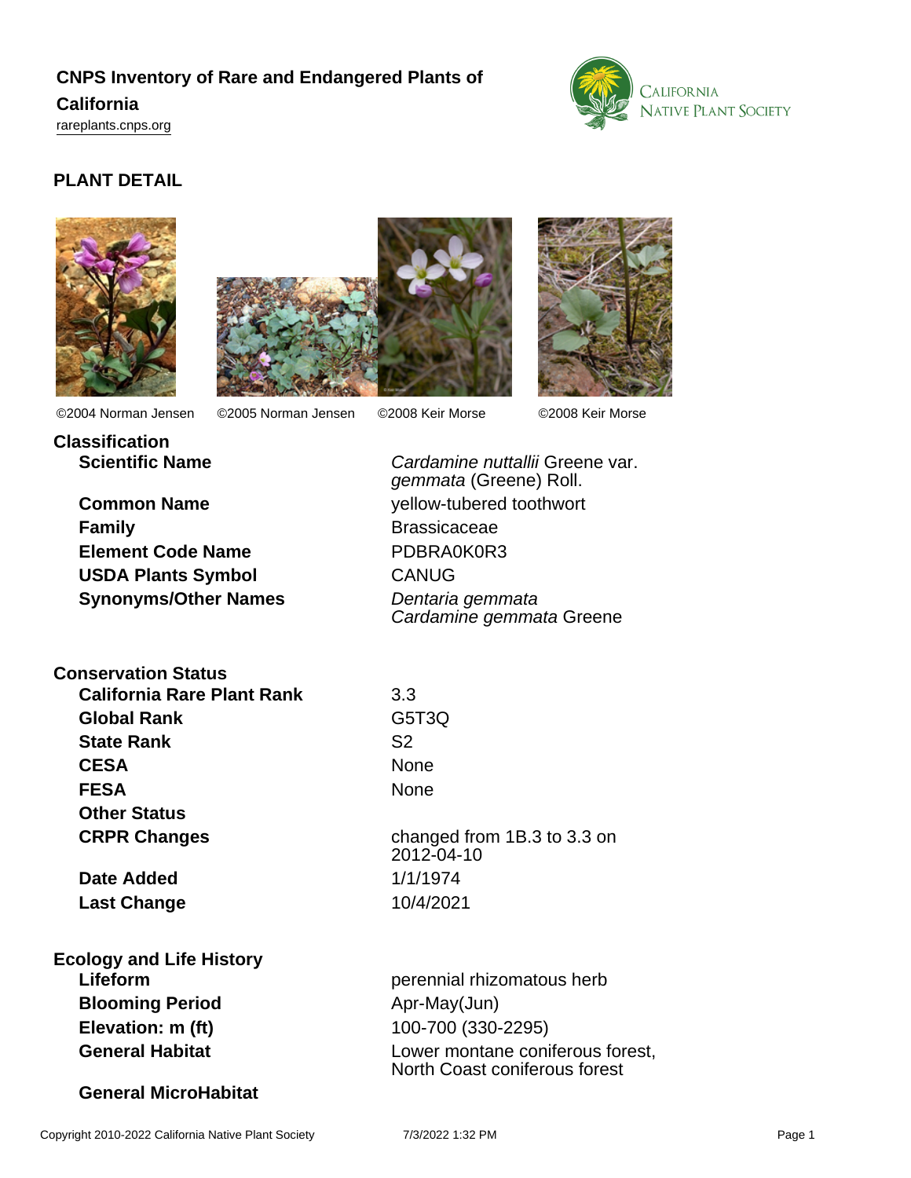# CNPS Inventory of Rare and Endangered Plants of California

rareplants.cnps.org

## PLANT DETAIL

©2004 Norman Jensen ©2005 Norman Jensen ©2008 Keir Morse ©2008 Keir Morse

### Classification

| | |
|---|---|
| **Scientific Name** | *Cardamine nuttallii* Greene var. *gemmata* (Greene) Roll. |
| **Common Name** | yellow-tubered toothwort |
| **Family** | Brassicaceae |
| **Element Code Name** | PDBRA0K0R3 |
| **USDA Plants Symbol** | CANUG |
| **Synonyms/Other Names** | *Dentaria gemmata*<br>*Cardamine gemmata* Greene |

### Conservation Status

| | |
|---|---|
| **California Rare Plant Rank** | 3.3 |
| **Global Rank** | G5T3Q |
| **State Rank** | S2 |
| **CESA** | None |
| **FESA** | None |
| **Other Status** | |
| **CRPR Changes** | changed from 1B.3 to 3.3 on 2012-04-10 |
| **Date Added** | 1/1/1974 |
| **Last Change** | 10/4/2021 |

### Ecology and Life History

| | |
|---|---|
| **Lifeform** | perennial rhizomatous herb |
| **Blooming Period** | Apr-May(Jun) |
| **Elevation: m (ft)** | 100-700 (330-2295) |
| **General Habitat** | Lower montane coniferous forest, North Coast coniferous forest |
| **General MicroHabitat** | |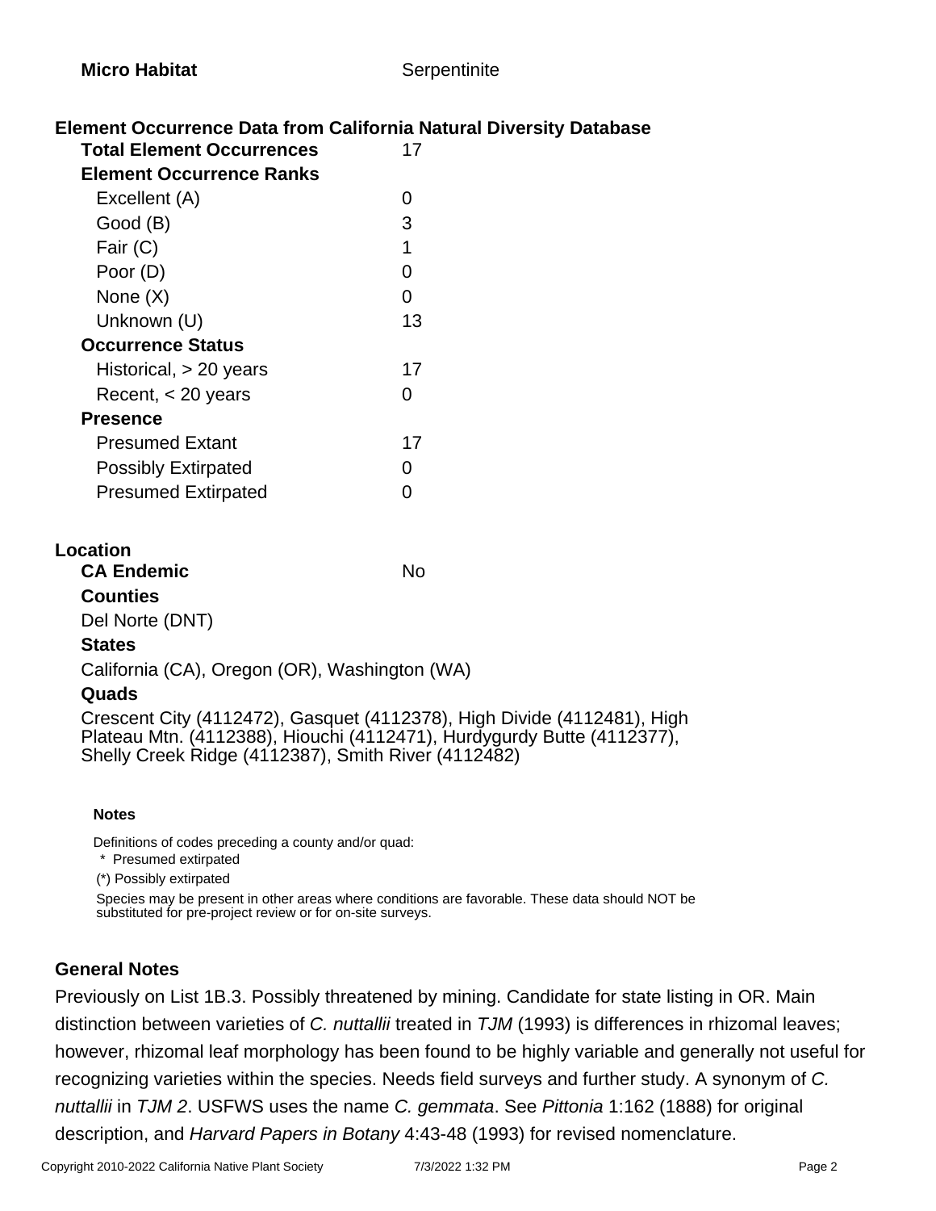| | |
|---|---|
| **Micro Habitat** | Serpentinite |

### Element Occurrence Data from California Natural Diversity Database

| | |
|---|---|
| **Total Element Occurrences** | 17 |
| **Element Occurrence Ranks** | |
| Excellent (A) | 0 |
| Good (B) | 3 |
| Fair (C) | 1 |
| Poor (D) | 0 |
| None (X) | 0 |
| Unknown (U) | 13 |
| **Occurrence Status** | |
| Historical, > 20 years | 17 |
| Recent, < 20 years | 0 |
| **Presence** | |
| Presumed Extant | 17 |
| Possibly Extirpated | 0 |
| Presumed Extirpated | 0 |

### Location

**CA Endemic** No

**Counties**

Del Norte (DNT)

**States**

California (CA), Oregon (OR), Washington (WA)

**Quads**

Crescent City (4112472), Gasquet (4112378), High Divide (4112481), High Plateau Mtn. (4112388), Hiouchi (4112471), Hurdygurdy Butte (4112377), Shelly Creek Ridge (4112387), Smith River (4112482)

**Notes**

Definitions of codes preceding a county and/or quad:

\* Presumed extirpated

(*) Possibly extirpated

Species may be present in other areas where conditions are favorable. These data should NOT be substituted for pre-project review or for on-site surveys.

### General Notes

Previously on List 1B.3. Possibly threatened by mining. Candidate for state listing in OR. Main distinction between varieties of *C. nuttallii* treated in *TJM* (1993) is differences in rhizomal leaves; however, rhizomal leaf morphology has been found to be highly variable and generally not useful for recognizing varieties within the species. Needs field surveys and further study. A synonym of *C. nuttallii* in *TJM 2*. USFWS uses the name *C. gemmata*. See *Pittonia* 1:162 (1888) for original description, and *Harvard Papers in Botany* 4:43-48 (1993) for revised nomenclature.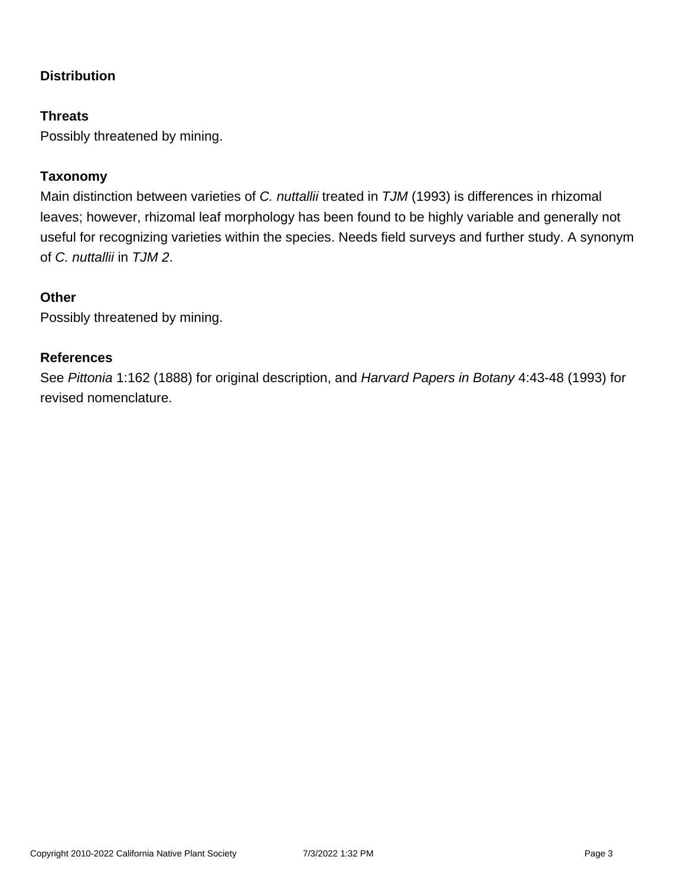### Distribution

### Threats

Possibly threatened by mining.

### Taxonomy

Main distinction between varieties of *C. nuttallii* treated in *TJM* (1993) is differences in rhizomal leaves; however, rhizomal leaf morphology has been found to be highly variable and generally not useful for recognizing varieties within the species. Needs field surveys and further study. A synonym of *C. nuttallii* in *TJM 2*.

### Other

Possibly threatened by mining.

### References

See *Pittonia* 1:162 (1888) for original description, and *Harvard Papers in Botany* 4:43-48 (1993) for revised nomenclature.